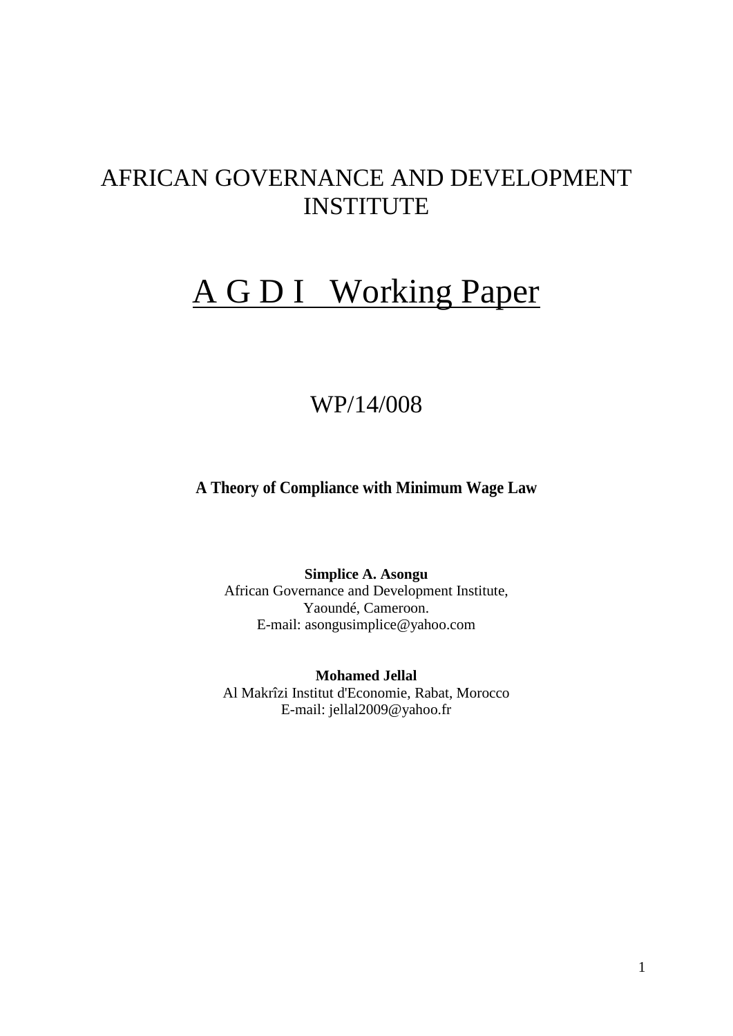# AFRICAN GOVERNANCE AND DEVELOPMENT INSTITUTE

# A G D I Working Paper

## WP/14/008

**A Theory of Compliance with Minimum Wage Law**

**Simplice A. Asongu**
African Governance and Development Institute,
Yaoundé, Cameroon.
E-mail: asongusimplice@yahoo.com

**Mohamed Jellal**
Al Makrîzi Institut d'Economie, Rabat, Morocco
E-mail: jellal2009@yahoo.fr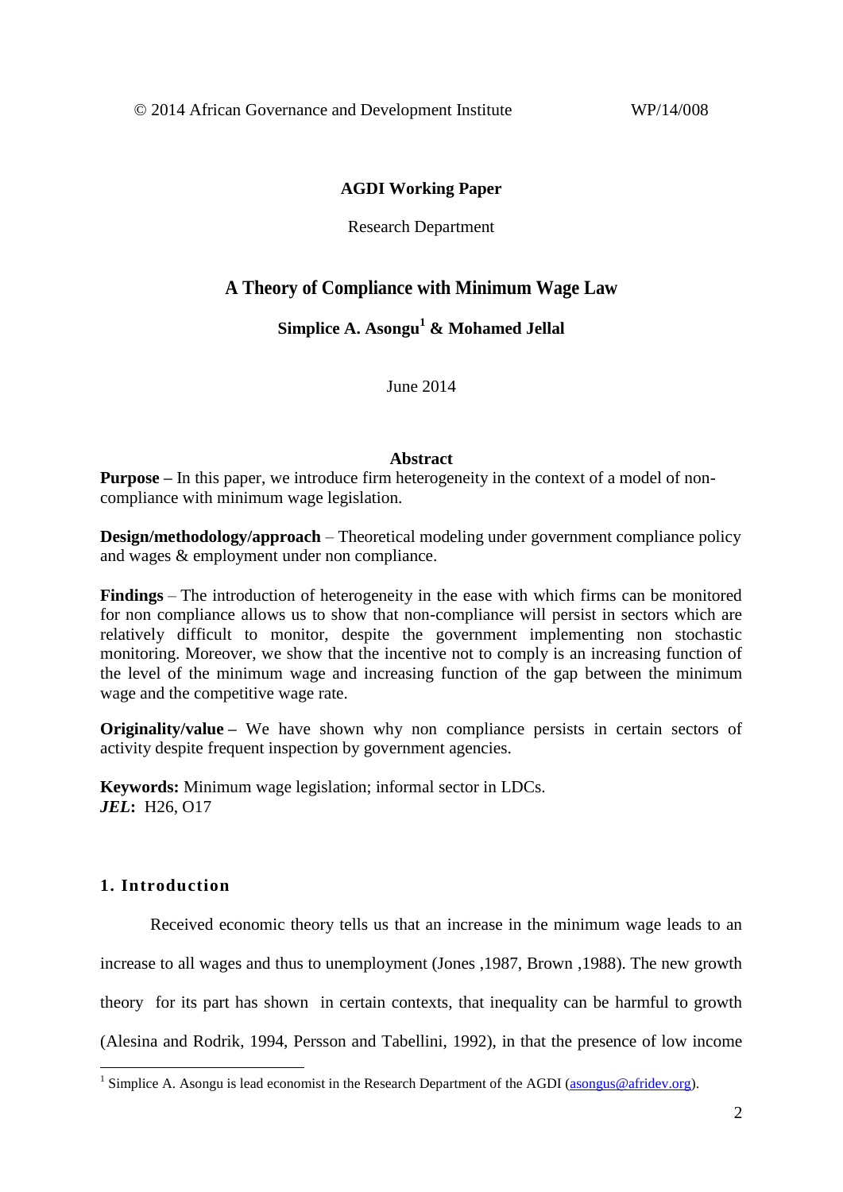© 2014 African Governance and Development Institute WP/14/008

**AGDI Working Paper**

Research Department

# A Theory of Compliance with Minimum Wage Law

**Simplice A. Asongu[1] & Mohamed Jellal**

June 2014

## Abstract

**Purpose –** In this paper, we introduce firm heterogeneity in the context of a model of non-compliance with minimum wage legislation.

**Design/methodology/approach** – Theoretical modeling under government compliance policy and wages & employment under non compliance.

**Findings** – The introduction of heterogeneity in the ease with which firms can be monitored for non compliance allows us to show that non-compliance will persist in sectors which are relatively difficult to monitor, despite the government implementing non stochastic monitoring. Moreover, we show that the incentive not to comply is an increasing function of the level of the minimum wage and increasing function of the gap between the minimum wage and the competitive wage rate.

**Originality/value –** We have shown why non compliance persists in certain sectors of activity despite frequent inspection by government agencies.

**Keywords:** Minimum wage legislation; informal sector in LDCs.
***JEL*:** H26, O17

## 1. Introduction

Received economic theory tells us that an increase in the minimum wage leads to an increase to all wages and thus to unemployment (Jones ,1987, Brown ,1988). The new growth theory for its part has shown in certain contexts, that inequality can be harmful to growth (Alesina and Rodrik, 1994, Persson and Tabellini, 1992), in that the presence of low income

[1] Simplice A. Asongu is lead economist in the Research Department of the AGDI (asongus@afridev.org).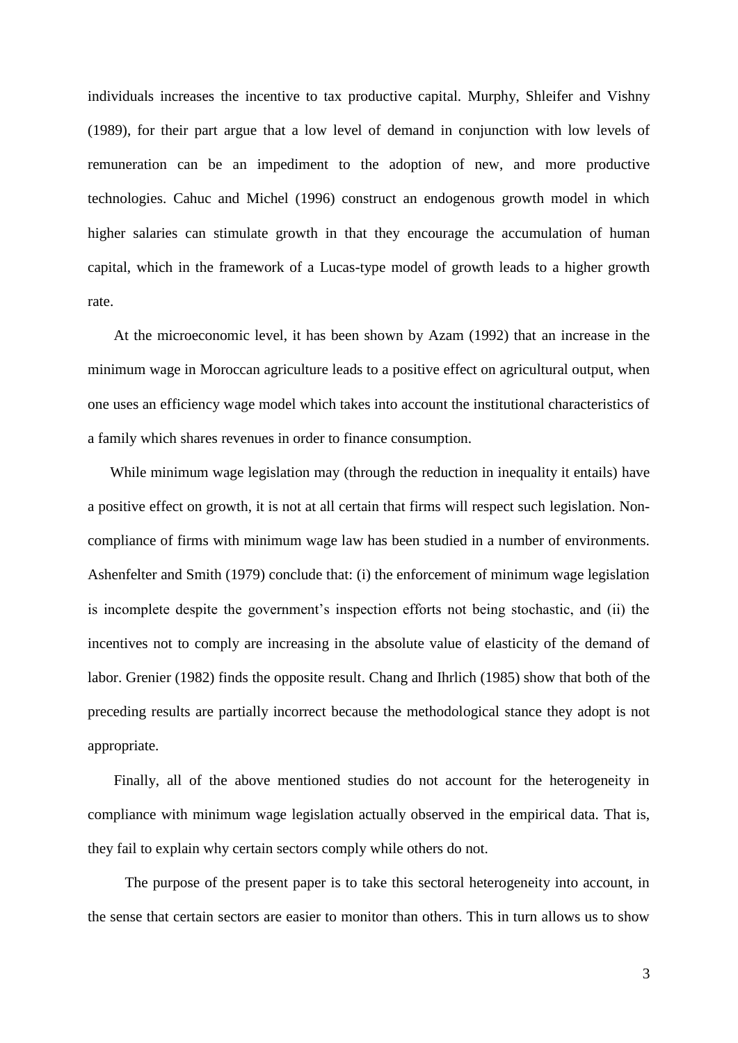individuals increases the incentive to tax productive capital. Murphy, Shleifer and Vishny (1989), for their part argue that a low level of demand in conjunction with low levels of remuneration can be an impediment to the adoption of new, and more productive technologies. Cahuc and Michel (1996) construct an endogenous growth model in which higher salaries can stimulate growth in that they encourage the accumulation of human capital, which in the framework of a Lucas-type model of growth leads to a higher growth rate.

At the microeconomic level, it has been shown by Azam (1992) that an increase in the minimum wage in Moroccan agriculture leads to a positive effect on agricultural output, when one uses an efficiency wage model which takes into account the institutional characteristics of a family which shares revenues in order to finance consumption.

While minimum wage legislation may (through the reduction in inequality it entails) have a positive effect on growth, it is not at all certain that firms will respect such legislation. Non-compliance of firms with minimum wage law has been studied in a number of environments. Ashenfelter and Smith (1979) conclude that: (i) the enforcement of minimum wage legislation is incomplete despite the government's inspection efforts not being stochastic, and (ii) the incentives not to comply are increasing in the absolute value of elasticity of the demand of labor. Grenier (1982) finds the opposite result. Chang and Ihrlich (1985) show that both of the preceding results are partially incorrect because the methodological stance they adopt is not appropriate.

Finally, all of the above mentioned studies do not account for the heterogeneity in compliance with minimum wage legislation actually observed in the empirical data. That is, they fail to explain why certain sectors comply while others do not.

The purpose of the present paper is to take this sectoral heterogeneity into account, in the sense that certain sectors are easier to monitor than others. This in turn allows us to show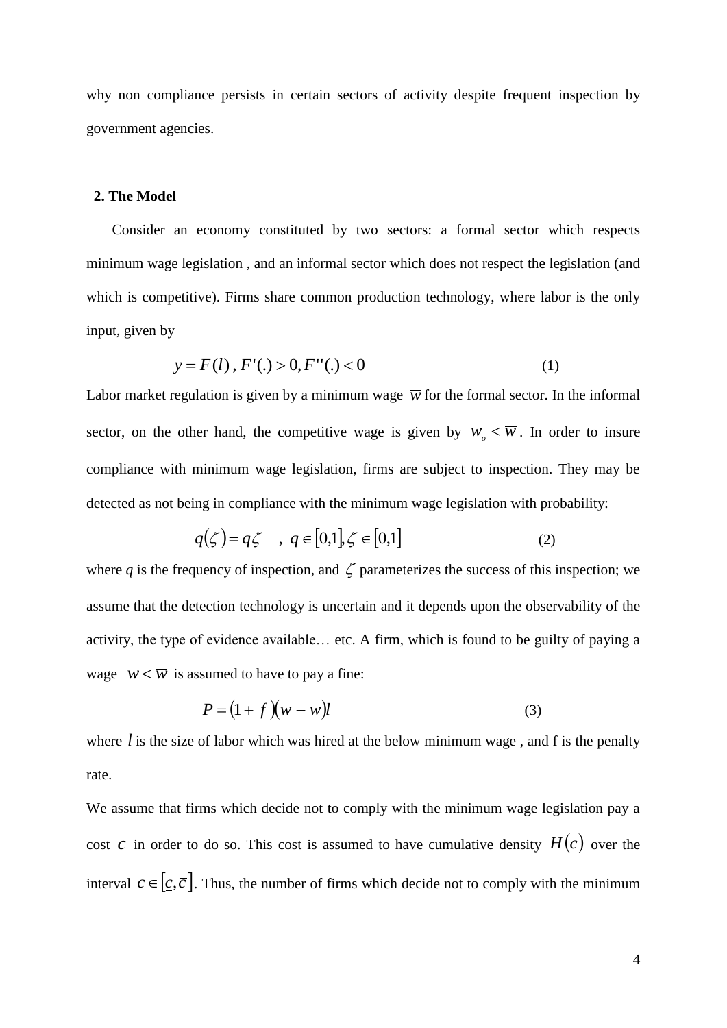why non compliance persists in certain sectors of activity despite frequent inspection by government agencies.

## 2. The Model

Consider an economy constituted by two sectors: a formal sector which respects minimum wage legislation , and an informal sector which does not respect the legislation (and which is competitive). Firms share common production technology, where labor is the only input, given by

$$y = F(l)\, , F'(.) > 0, F''(.) < 0 \tag{1}$$

Labor market regulation is given by a minimum wage $\overline{w}$ for the formal sector. In the informal sector, on the other hand, the competitive wage is given by $w_o < \overline{w}$. In order to insure compliance with minimum wage legislation, firms are subject to inspection. They may be detected as not being in compliance with the minimum wage legislation with probability:

$$q(\zeta) = q\zeta \quad , \; q \in [0,1], \zeta \in [0,1] \tag{2}$$

where *q* is the frequency of inspection, and $\zeta$ parameterizes the success of this inspection; we assume that the detection technology is uncertain and it depends upon the observability of the activity, the type of evidence available… etc. A firm, which is found to be guilty of paying a wage $w < \overline{w}$ is assumed to have to pay a fine:

$$P = (1 + f)(\overline{w} - w)l \tag{3}$$

where $l$ is the size of labor which was hired at the below minimum wage , and f is the penalty rate.

We assume that firms which decide not to comply with the minimum wage legislation pay a cost $c$ in order to do so. This cost is assumed to have cumulative density $H(c)$ over the interval $c \in [\underline{c}, \overline{c}]$. Thus, the number of firms which decide not to comply with the minimum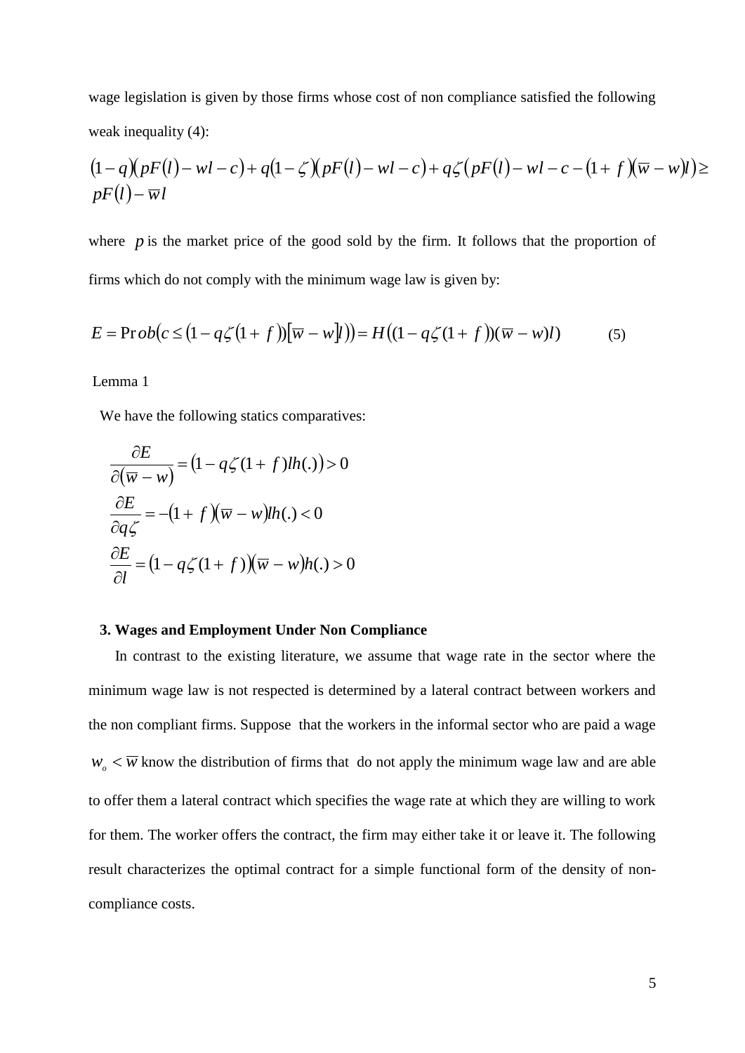wage legislation is given by those firms whose cost of non compliance satisfied the following weak inequality (4):

$$(1-q)(pF(l)-wl-c)+q(1-\zeta)(pF(l)-wl-c)+q\zeta\left(pF(l)-wl-c-(1+f)(\overline{w}-w)l\right)\geq pF(l)-\overline{w}l$$

where $p$ is the market price of the good sold by the firm. It follows that the proportion of firms which do not comply with the minimum wage law is given by:

$$E=\Pr ob\left(c\leq(1-q\zeta(1+f))[\overline{w}-w]l\right)=H\left((1-q\zeta(1+f))(\overline{w}-w)l\right) \qquad (5)$$

Lemma 1

We have the following statics comparatives:

$$\frac{\partial E}{\partial(\overline{w}-w)}=\left(1-q\zeta(1+f)lh(.)\right)>0$$

$$\frac{\partial E}{\partial q\zeta}=-(1+f)(\overline{w}-w)lh(.)<0$$

$$\frac{\partial E}{\partial l}=\left(1-q\zeta(1+f)\right)(\overline{w}-w)h(.)>0$$

### 3. Wages and Employment Under Non Compliance

In contrast to the existing literature, we assume that wage rate in the sector where the minimum wage law is not respected is determined by a lateral contract between workers and the non compliant firms. Suppose that the workers in the informal sector who are paid a wage $w_o<\overline{w}$ know the distribution of firms that do not apply the minimum wage law and are able to offer them a lateral contract which specifies the wage rate at which they are willing to work for them. The worker offers the contract, the firm may either take it or leave it. The following result characterizes the optimal contract for a simple functional form of the density of non-compliance costs.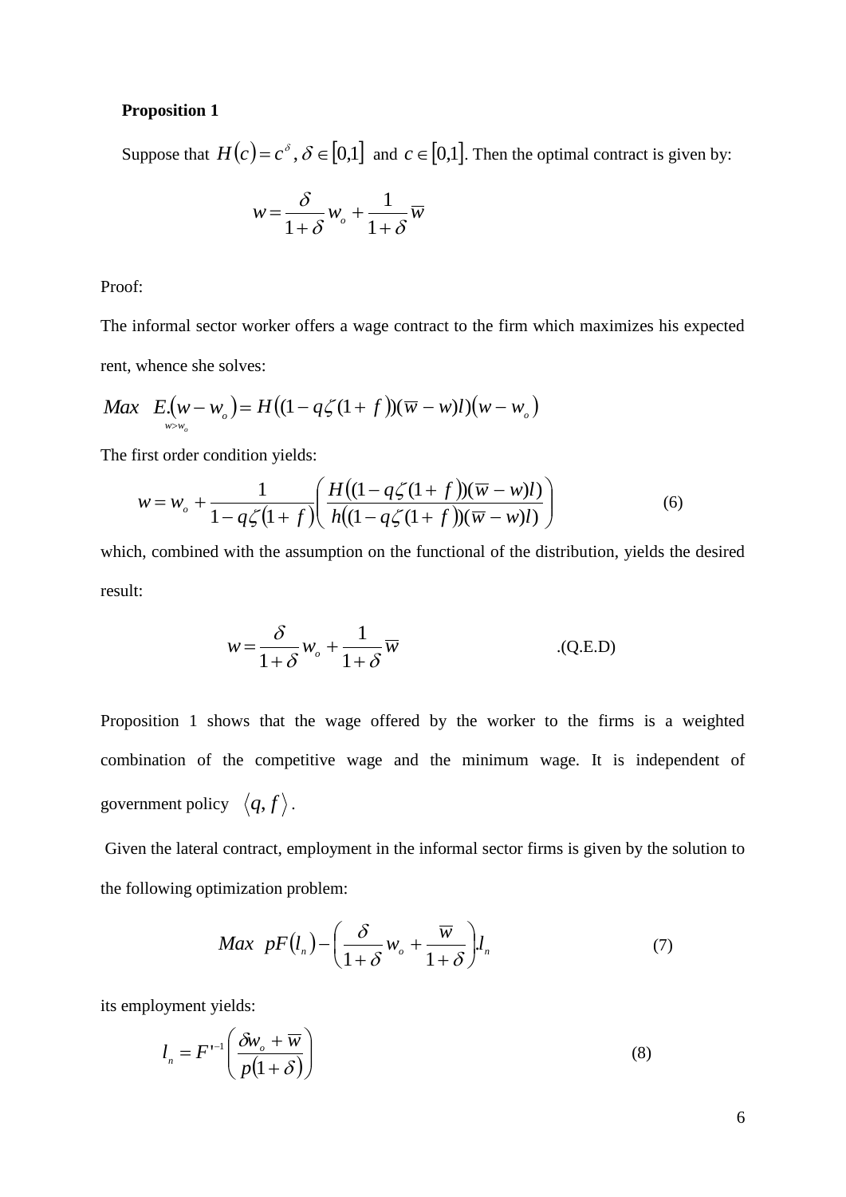**Proposition 1**

Suppose that $H(c) = c^{\delta}$, $\delta \in [0,1]$ and $c \in [0,1]$. Then the optimal contract is given by:

$$w = \frac{\delta}{1+\delta} w_o + \frac{1}{1+\delta} \overline{w}$$

Proof:

The informal sector worker offers a wage contract to the firm which maximizes his expected rent, whence she solves:

$$\underset{w > w_o}{Max} \quad E.(w - w_o) = H((1 - q\zeta(1 + f))(\overline{w} - w)l)(w - w_o)$$

The first order condition yields:

$$w = w_o + \frac{1}{1 - q\zeta(1+f)} \left( \frac{H((1 - q\zeta(1+f))(\overline{w} - w)l)}{h((1 - q\zeta(1+f))(\overline{w} - w)l)} \right) \tag{6}$$

which, combined with the assumption on the functional of the distribution, yields the desired result:

$$w = \frac{\delta}{1+\delta} w_o + \frac{1}{1+\delta} \overline{w} \qquad \text{.(Q.E.D)}$$

Proposition 1 shows that the wage offered by the worker to the firms is a weighted combination of the competitive wage and the minimum wage. It is independent of government policy $\langle q, f \rangle$.

Given the lateral contract, employment in the informal sector firms is given by the solution to the following optimization problem:

$$Max \quad pF(l_n) - \left( \frac{\delta}{1+\delta} w_o + \frac{\overline{w}}{1+\delta} \right) . l_n \tag{7}$$

its employment yields:

$$l_n = F'^{-1} \left( \frac{\delta w_o + \overline{w}}{p(1+\delta)} \right) \tag{8}$$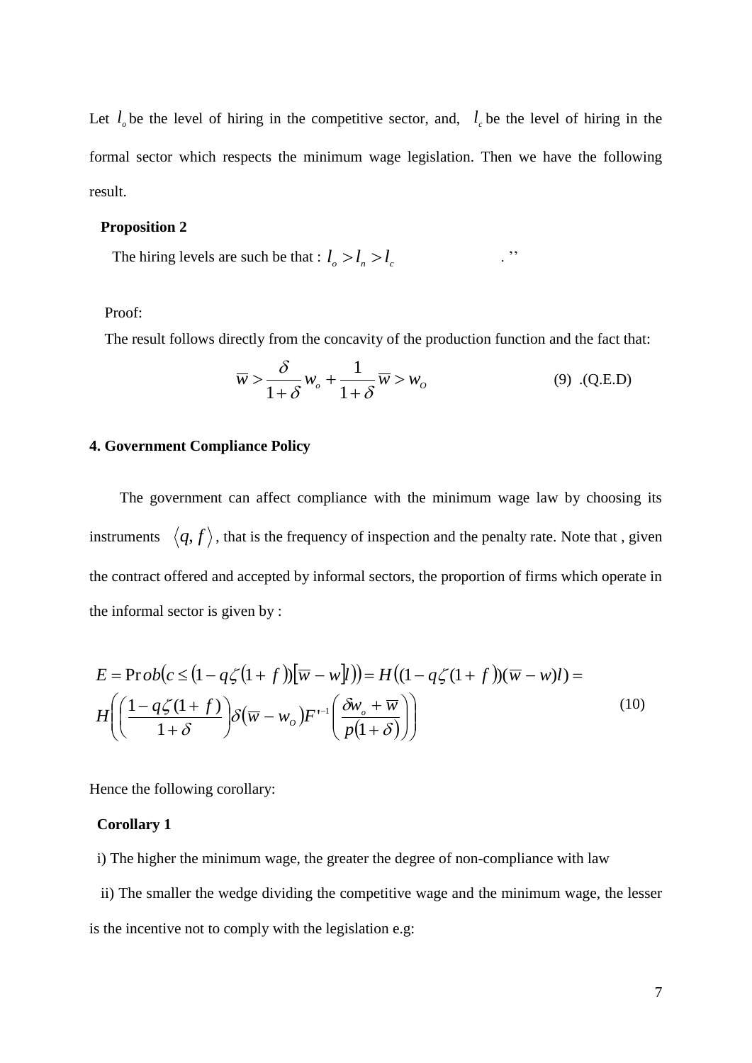Let $l_o$ be the level of hiring in the competitive sector, and, $l_c$ be the level of hiring in the formal sector which respects the minimum wage legislation. Then we have the following result.

**Proposition 2**

The hiring levels are such be that : $l_o > l_n > l_c$ . ''

Proof:

The result follows directly from the concavity of the production function and the fact that:

$$\overline{w} > \frac{\delta}{1+\delta} w_o + \frac{1}{1+\delta}\overline{w} > w_O \qquad (9) \text{ .(Q.E.D)}$$

## 4. Government Compliance Policy

The government can affect compliance with the minimum wage law by choosing its instruments $\langle q, f \rangle$, that is the frequency of inspection and the penalty rate. Note that , given the contract offered and accepted by informal sectors, the proportion of firms which operate in the informal sector is given by :

$$E = \Pr ob\big(c \le (1 - q\zeta(1+f))[\overline{w} - w]l\big)\big) = H\big((1 - q\zeta(1+f))(\overline{w} - w)l\big) = \\ H\left(\left(\frac{1 - q\zeta(1+f)}{1+\delta}\right)\delta(\overline{w} - w_O)F'^{-1}\left(\frac{\delta w_o + \overline{w}}{p(1+\delta)}\right)\right) \qquad (10)$$

Hence the following corollary:

**Corollary 1**

i) The higher the minimum wage, the greater the degree of non-compliance with law

ii) The smaller the wedge dividing the competitive wage and the minimum wage, the lesser is the incentive not to comply with the legislation e.g: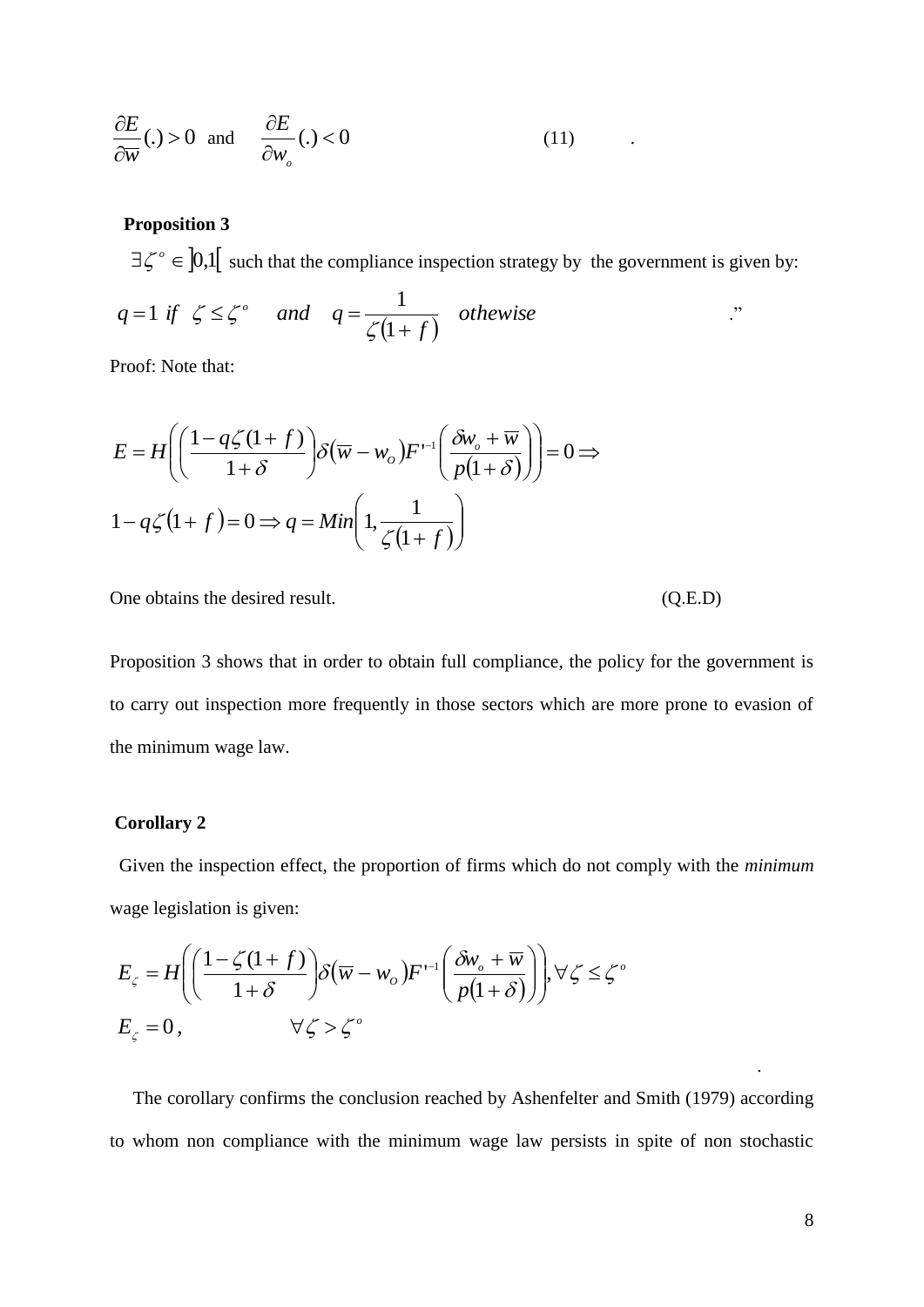$$\frac{\partial E}{\partial \overline{w}}(.) > 0 \text{ and } \frac{\partial E}{\partial w_o}(.) < 0 \qquad (11)$$

**Proposition 3**

$\exists \zeta^o \in \left]0,1\right[$ such that the compliance inspection strategy by the government is given by:

$$q = 1 \text{ if } \zeta \leq \zeta^o \quad \text{and} \quad q = \frac{1}{\zeta(1+f)} \quad \text{othewise}$$

."

Proof: Note that:

$$E = H\left(\left(\frac{1 - q\zeta(1+f)}{1+\delta}\right)\delta(\overline{w} - w_O)F'^{-1}\left(\frac{\delta w_o + \overline{w}}{p(1+\delta)}\right)\right) = 0 \Rightarrow$$

$$1 - q\zeta(1+f) = 0 \Rightarrow q = Min\left(1, \frac{1}{\zeta(1+f)}\right)$$

One obtains the desired result. (Q.E.D)

Proposition 3 shows that in order to obtain full compliance, the policy for the government is to carry out inspection more frequently in those sectors which are more prone to evasion of the minimum wage law.

**Corollary 2**

Given the inspection effect, the proportion of firms which do not comply with the *minimum* wage legislation is given:

$$E_\zeta = H\left(\left(\frac{1 - \zeta(1+f)}{1+\delta}\right)\delta(\overline{w} - w_O)F'^{-1}\left(\frac{\delta w_o + \overline{w}}{p(1+\delta)}\right)\right), \forall \zeta \leq \zeta^o$$

$$E_\zeta = 0, \qquad \forall \zeta > \zeta^o$$

.

The corollary confirms the conclusion reached by Ashenfelter and Smith (1979) according to whom non compliance with the minimum wage law persists in spite of non stochastic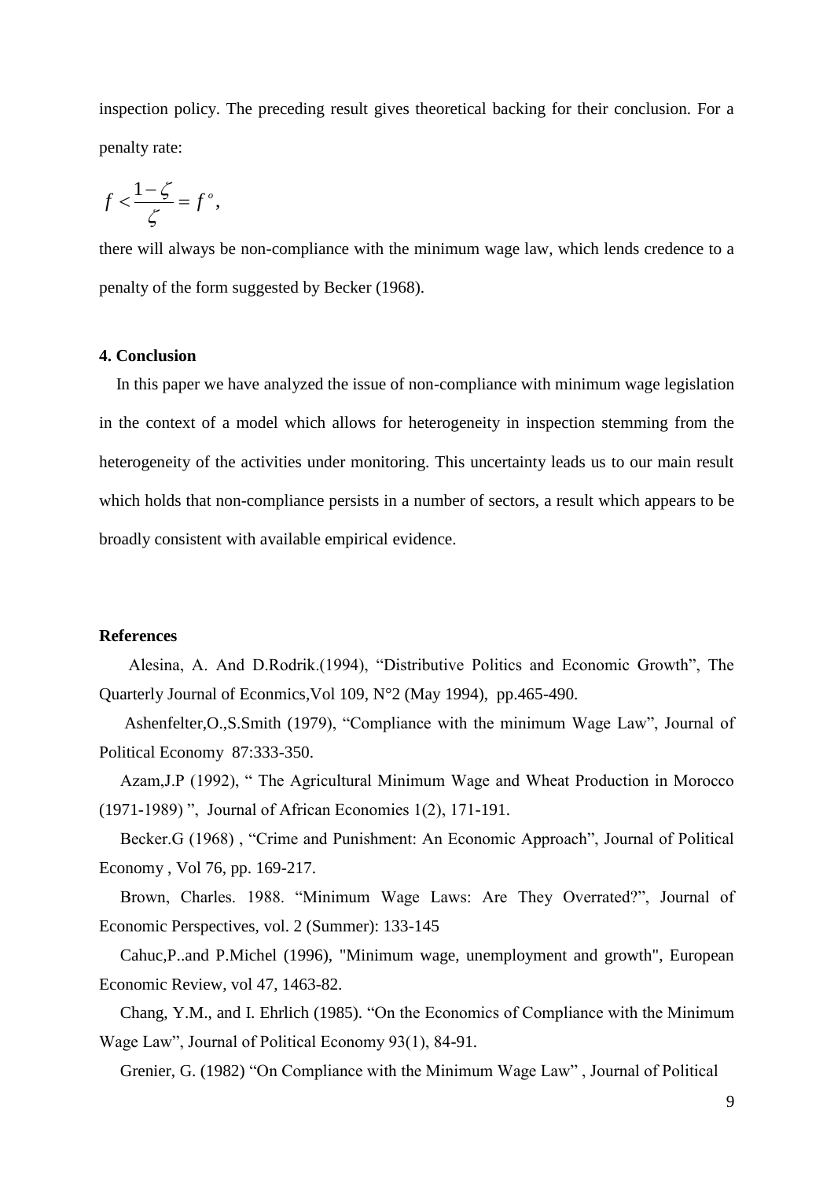inspection policy. The preceding result gives theoretical backing for their conclusion. For a penalty rate:

$$f < \frac{1-\zeta}{\zeta} = f^{o},$$

there will always be non-compliance with the minimum wage law, which lends credence to a penalty of the form suggested by Becker (1968).

### 4. Conclusion

In this paper we have analyzed the issue of non-compliance with minimum wage legislation in the context of a model which allows for heterogeneity in inspection stemming from the heterogeneity of the activities under monitoring. This uncertainty leads us to our main result which holds that non-compliance persists in a number of sectors, a result which appears to be broadly consistent with available empirical evidence.

### References

Alesina, A. And D.Rodrik.(1994), "Distributive Politics and Economic Growth", The Quarterly Journal of Econmics,Vol 109, N°2 (May 1994), pp.465-490.

Ashenfelter,O.,S.Smith (1979), "Compliance with the minimum Wage Law", Journal of Political Economy 87:333-350.

Azam,J.P (1992), " The Agricultural Minimum Wage and Wheat Production in Morocco (1971-1989) ", Journal of African Economies 1(2), 171-191.

Becker.G (1968) , "Crime and Punishment: An Economic Approach", Journal of Political Economy , Vol 76, pp. 169-217.

Brown, Charles. 1988. "Minimum Wage Laws: Are They Overrated?", Journal of Economic Perspectives, vol. 2 (Summer): 133-145

Cahuc,P..and P.Michel (1996), "Minimum wage, unemployment and growth", European Economic Review, vol 47, 1463-82.

Chang, Y.M., and I. Ehrlich (1985). "On the Economics of Compliance with the Minimum Wage Law", Journal of Political Economy 93(1), 84-91.

Grenier, G. (1982) "On Compliance with the Minimum Wage Law" , Journal of Political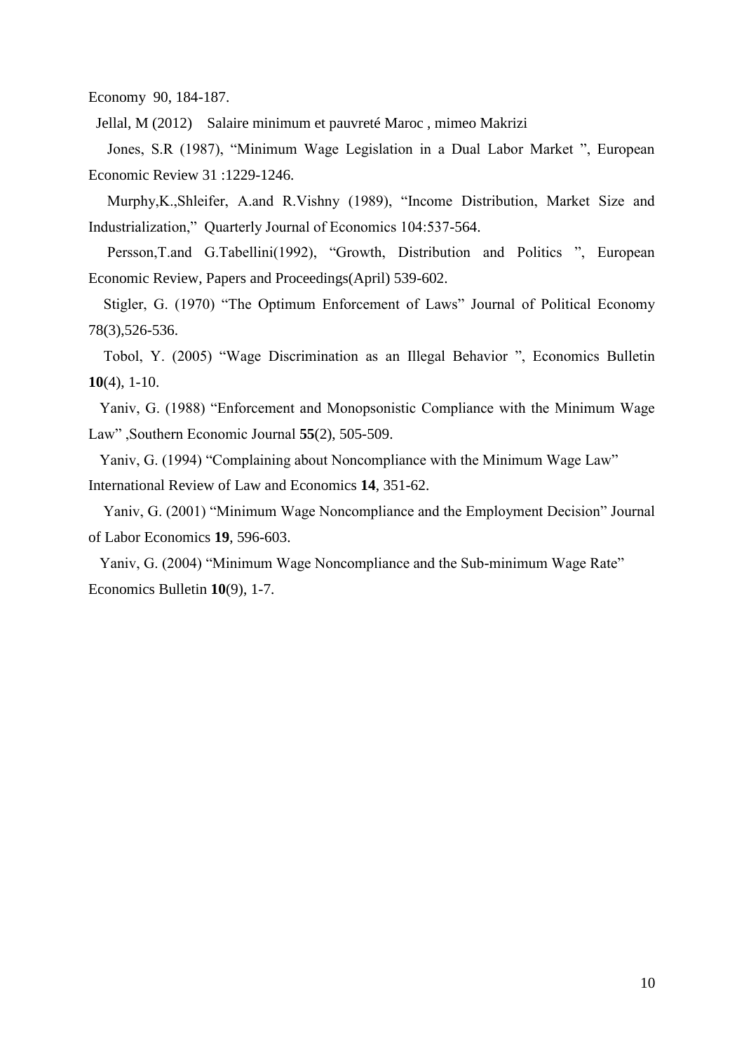Economy 90, 184-187.

Jellal, M (2012) Salaire minimum et pauvreté Maroc , mimeo Makrizi

Jones, S.R (1987), "Minimum Wage Legislation in a Dual Labor Market ", European Economic Review 31 :1229-1246.

Murphy,K.,Shleifer, A.and R.Vishny (1989), "Income Distribution, Market Size and Industrialization," Quarterly Journal of Economics 104:537-564.

Persson,T.and G.Tabellini(1992), "Growth, Distribution and Politics ", European Economic Review, Papers and Proceedings(April) 539-602.

Stigler, G. (1970) "The Optimum Enforcement of Laws" Journal of Political Economy 78(3),526-536.

Tobol, Y. (2005) "Wage Discrimination as an Illegal Behavior ", Economics Bulletin **10**(4), 1-10.

Yaniv, G. (1988) "Enforcement and Monopsonistic Compliance with the Minimum Wage Law" ,Southern Economic Journal **55**(2), 505-509.

Yaniv, G. (1994) "Complaining about Noncompliance with the Minimum Wage Law" International Review of Law and Economics **14**, 351-62.

Yaniv, G. (2001) "Minimum Wage Noncompliance and the Employment Decision" Journal of Labor Economics **19**, 596-603.

Yaniv, G. (2004) "Minimum Wage Noncompliance and the Sub-minimum Wage Rate" Economics Bulletin **10**(9), 1-7.